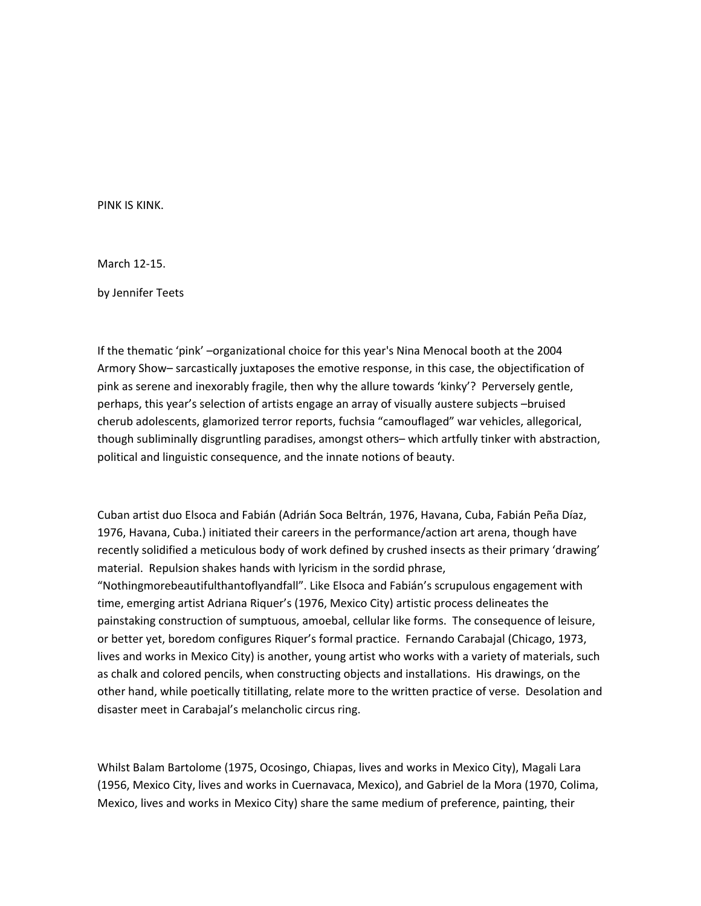# PINK IS KINK.

March 12-15.

by Jennifer Teets

If the thematic 'pink' –organizational choice for this year's Nina Menocal booth at the 2004 Armory Show– sarcastically juxtaposes the emotive response, in this case, the objectification of pink as serene and inexorably fragile, then why the allure towards 'kinky'? Perversely gentle, perhaps, this year's selection of artists engage an array of visually austere subjects –bruised cherub adolescents, glamorized terror reports, fuchsia "camouflaged" war vehicles, allegorical, though subliminally disgruntling paradises, amongst others– which artfully tinker with abstraction, political and linguistic consequence, and the innate notions of beauty.

Cuban artist duo Elsoca and Fabián (Adrián Soca Beltrán, 1976, Havana, Cuba, Fabián Peña Díaz, 1976, Havana, Cuba.) initiated their careers in the performance/action art arena, though have recently solidified a meticulous body of work defined by crushed insects as their primary 'drawing' material. Repulsion shakes hands with lyricism in the sordid phrase, "Nothingmorebeautifulthantoflyandfall". Like Elsoca and Fabián's scrupulous engagement with time, emerging artist Adriana Riquer's (1976, Mexico City) artistic process delineates the painstaking construction of sumptuous, amoebal, cellular like forms. The consequence of leisure, or better yet, boredom configures Riquer's formal practice. Fernando Carabajal (Chicago, 1973, lives and works in Mexico City) is another, young artist who works with a variety of materials, such as chalk and colored pencils, when constructing objects and installations. His drawings, on the other hand, while poetically titillating, relate more to the written practice of verse. Desolation and disaster meet in Carabajal's melancholic circus ring.

Whilst Balam Bartolome (1975, Ocosingo, Chiapas, lives and works in Mexico City), Magali Lara (1956, Mexico City, lives and works in Cuernavaca, Mexico), and Gabriel de la Mora (1970, Colima, Mexico, lives and works in Mexico City) share the same medium of preference, painting, their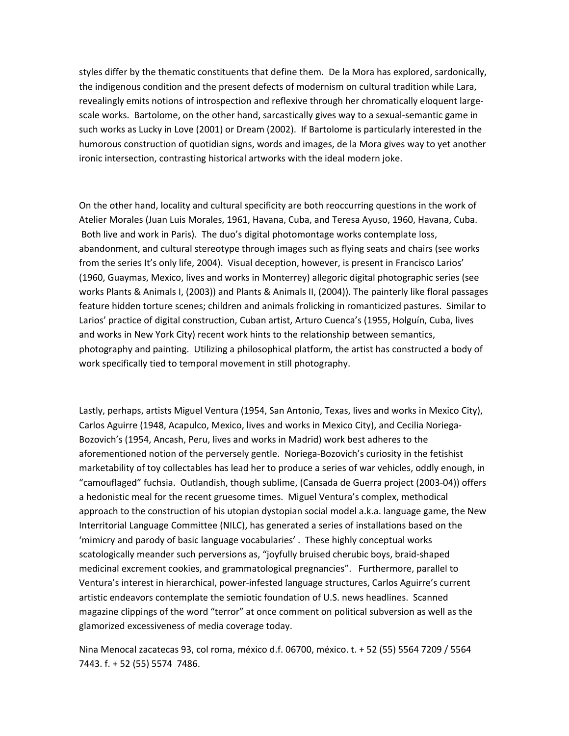styles differ by the thematic constituents that define them. De la Mora has explored, sardonically, the indigenous condition and the present defects of modernism on cultural tradition while Lara, revealingly emits notions of introspection and reflexive through her chromatically eloquent large-scale works. Bartolome, on the other hand, sarcastically gives way to a sexual-semantic game in such works as Lucky in Love (2001) or Dream (2002). If Bartolome is particularly interested in the humorous construction of quotidian signs, words and images, de la Mora gives way to yet another ironic intersection, contrasting historical artworks with the ideal modern joke.

On the other hand, locality and cultural specificity are both reoccurring questions in the work of Atelier Morales (Juan Luis Morales, 1961, Havana, Cuba, and Teresa Ayuso, 1960, Havana, Cuba. Both live and work in Paris). The duo's digital photomontage works contemplate loss, abandonment, and cultural stereotype through images such as flying seats and chairs (see works from the series It's only life, 2004). Visual deception, however, is present in Francisco Larios' (1960, Guaymas, Mexico, lives and works in Monterrey) allegoric digital photographic series (see works Plants & Animals I, (2003)) and Plants & Animals II, (2004)). The painterly like floral passages feature hidden torture scenes; children and animals frolicking in romanticized pastures. Similar to Larios' practice of digital construction, Cuban artist, Arturo Cuenca's (1955, Holguín, Cuba, lives and works in New York City) recent work hints to the relationship between semantics, photography and painting. Utilizing a philosophical platform, the artist has constructed a body of work specifically tied to temporal movement in still photography.

Lastly, perhaps, artists Miguel Ventura (1954, San Antonio, Texas, lives and works in Mexico City), Carlos Aguirre (1948, Acapulco, Mexico, lives and works in Mexico City), and Cecilia Noriega-Bozovich's (1954, Ancash, Peru, lives and works in Madrid) work best adheres to the aforementioned notion of the perversely gentle. Noriega-Bozovich's curiosity in the fetishist marketability of toy collectables has lead her to produce a series of war vehicles, oddly enough, in "camouflaged" fuchsia. Outlandish, though sublime, (Cansada de Guerra project (2003-04)) offers a hedonistic meal for the recent gruesome times. Miguel Ventura's complex, methodical approach to the construction of his utopian dystopian social model a.k.a. language game, the New Interritorial Language Committee (NILC), has generated a series of installations based on the 'mimicry and parody of basic language vocabularies' . These highly conceptual works scatologically meander such perversions as, "joyfully bruised cherubic boys, braid-shaped medicinal excrement cookies, and grammatological pregnancies". Furthermore, parallel to Ventura's interest in hierarchical, power-infested language structures, Carlos Aguirre's current artistic endeavors contemplate the semiotic foundation of U.S. news headlines. Scanned magazine clippings of the word "terror" at once comment on political subversion as well as the glamorized excessiveness of media coverage today.

Nina Menocal zacatecas 93, col roma, méxico d.f. 06700, méxico. t. + 52 (55) 5564 7209 / 5564 7443. f. + 52 (55) 5574 7486.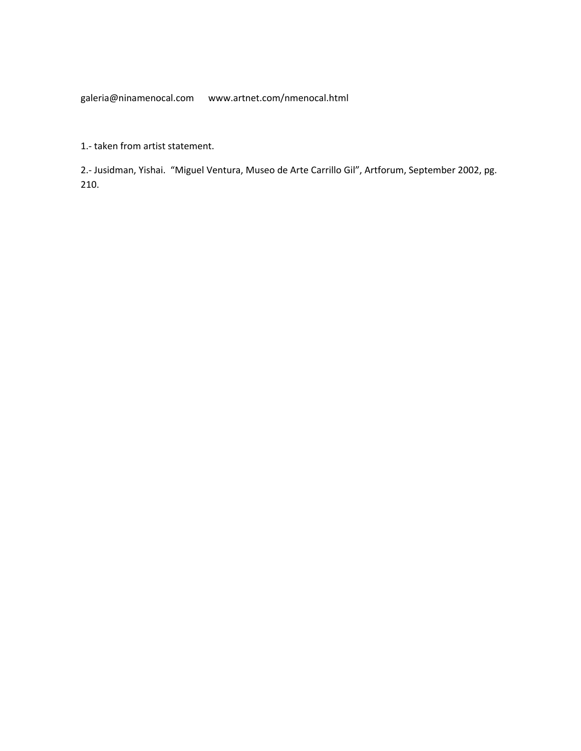galeria@ninamenocal.com      www.artnet.com/nmenocal.html

1.- taken from artist statement.

2.- Jusidman, Yishai. "Miguel Ventura, Museo de Arte Carrillo Gil", Artforum, September 2002, pg. 210.